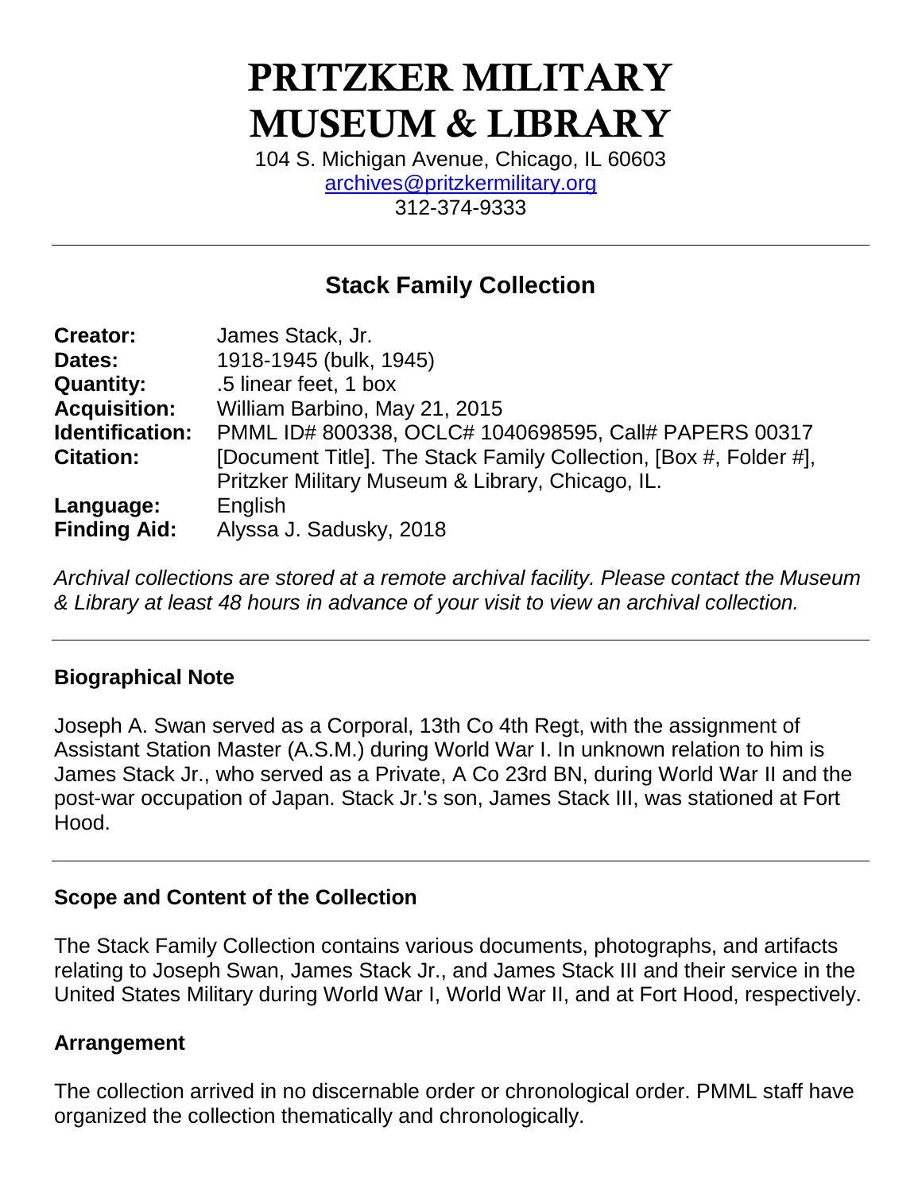# PRITZKER MILITARY MUSEUM & LIBRARY

104 S. Michigan Avenue, Chicago, IL 60603
archives@pritzkermilitary.org
312-374-9333

---

## Stack Family Collection

| | |
|---|---|
| **Creator:** | James Stack, Jr. |
| **Dates:** | 1918-1945 (bulk, 1945) |
| **Quantity:** | .5 linear feet, 1 box |
| **Acquisition:** | William Barbino, May 21, 2015 |
| **Identification:** | PMML ID# 800338, OCLC# 1040698595, Call# PAPERS 00317 |
| **Citation:** | [Document Title]. The Stack Family Collection, [Box #, Folder #], Pritzker Military Museum & Library, Chicago, IL. |
| **Language:** | English |
| **Finding Aid:** | Alyssa J. Sadusky, 2018 |

*Archival collections are stored at a remote archival facility. Please contact the Museum & Library at least 48 hours in advance of your visit to view an archival collection.*

---

### Biographical Note

Joseph A. Swan served as a Corporal, 13th Co 4th Regt, with the assignment of Assistant Station Master (A.S.M.) during World War I. In unknown relation to him is James Stack Jr., who served as a Private, A Co 23rd BN, during World War II and the post-war occupation of Japan. Stack Jr.'s son, James Stack III, was stationed at Fort Hood.

---

### Scope and Content of the Collection

The Stack Family Collection contains various documents, photographs, and artifacts relating to Joseph Swan, James Stack Jr., and James Stack III and their service in the United States Military during World War I, World War II, and at Fort Hood, respectively.

### Arrangement

The collection arrived in no discernable order or chronological order. PMML staff have organized the collection thematically and chronologically.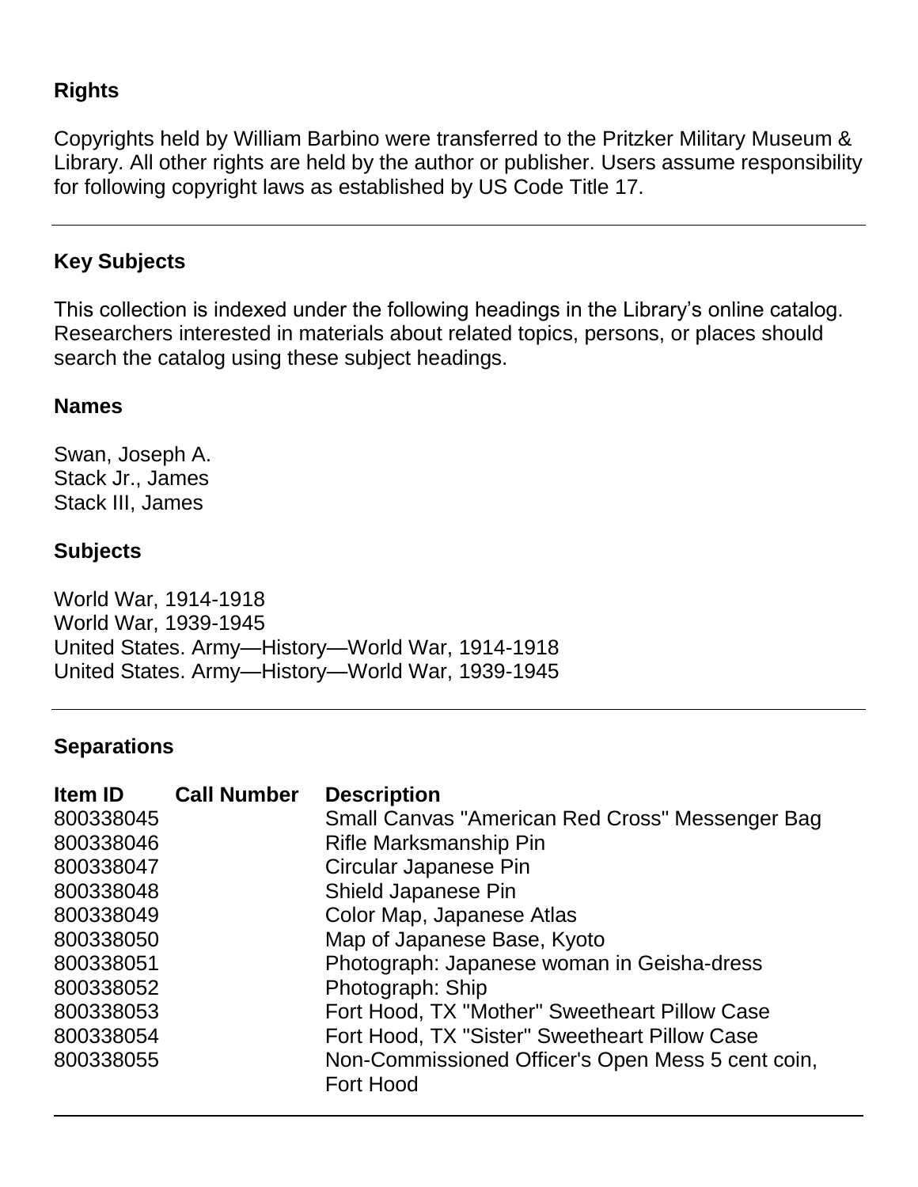## Rights

Copyrights held by William Barbino were transferred to the Pritzker Military Museum & Library. All other rights are held by the author or publisher. Users assume responsibility for following copyright laws as established by US Code Title 17.

---

## Key Subjects

This collection is indexed under the following headings in the Library's online catalog. Researchers interested in materials about related topics, persons, or places should search the catalog using these subject headings.

### Names

Swan, Joseph A.
Stack Jr., James
Stack III, James

### Subjects

World War, 1914-1918
World War, 1939-1945
United States. Army—History—World War, 1914-1918
United States. Army—History—World War, 1939-1945

---

## Separations

| Item ID | Call Number | Description |
|---|---|---|
| 800338045 | | Small Canvas "American Red Cross" Messenger Bag |
| 800338046 | | Rifle Marksmanship Pin |
| 800338047 | | Circular Japanese Pin |
| 800338048 | | Shield Japanese Pin |
| 800338049 | | Color Map, Japanese Atlas |
| 800338050 | | Map of Japanese Base, Kyoto |
| 800338051 | | Photograph: Japanese woman in Geisha-dress |
| 800338052 | | Photograph: Ship |
| 800338053 | | Fort Hood, TX "Mother" Sweetheart Pillow Case |
| 800338054 | | Fort Hood, TX "Sister" Sweetheart Pillow Case |
| 800338055 | | Non-Commissioned Officer's Open Mess 5 cent coin, Fort Hood |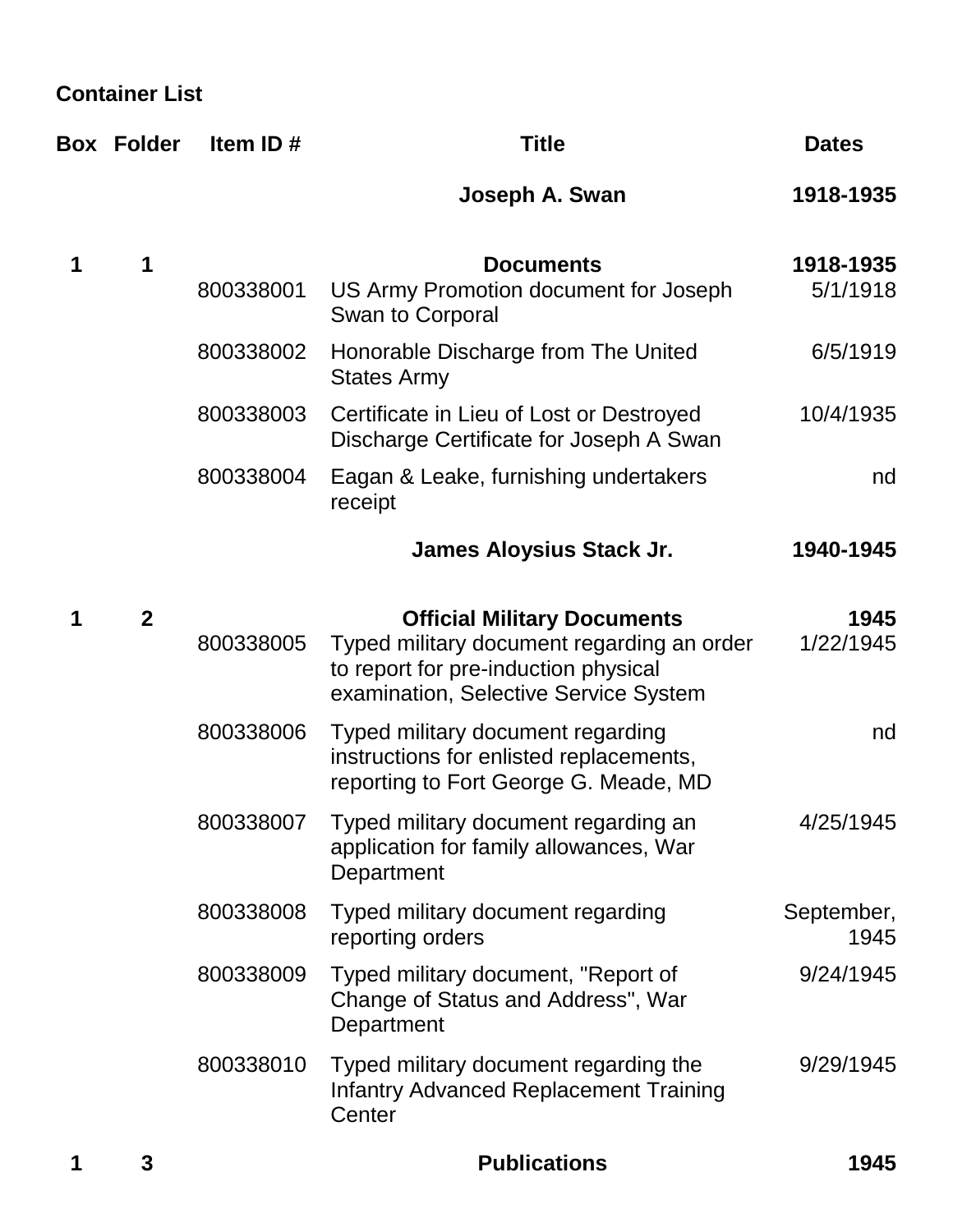## Container List

| Box | Folder | Item ID # | Title | Dates |
|---|---|---|---|---|
| | | | **Joseph A. Swan** | **1918-1935** |
| **1** | **1** | | **Documents** | **1918-1935** |
| | | 800338001 | US Army Promotion document for Joseph Swan to Corporal | 5/1/1918 |
| | | 800338002 | Honorable Discharge from The United States Army | 6/5/1919 |
| | | 800338003 | Certificate in Lieu of Lost or Destroyed Discharge Certificate for Joseph A Swan | 10/4/1935 |
| | | 800338004 | Eagan & Leake, furnishing undertakers receipt | nd |
| | | | **James Aloysius Stack Jr.** | **1940-1945** |
| **1** | **2** | | **Official Military Documents** | **1945** |
| | | 800338005 | Typed military document regarding an order to report for pre-induction physical examination, Selective Service System | 1/22/1945 |
| | | 800338006 | Typed military document regarding instructions for enlisted replacements, reporting to Fort George G. Meade, MD | nd |
| | | 800338007 | Typed military document regarding an application for family allowances, War Department | 4/25/1945 |
| | | 800338008 | Typed military document regarding reporting orders | September, 1945 |
| | | 800338009 | Typed military document, "Report of Change of Status and Address", War Department | 9/24/1945 |
| | | 800338010 | Typed military document regarding the Infantry Advanced Replacement Training Center | 9/29/1945 |
| **1** | **3** | | **Publications** | **1945** |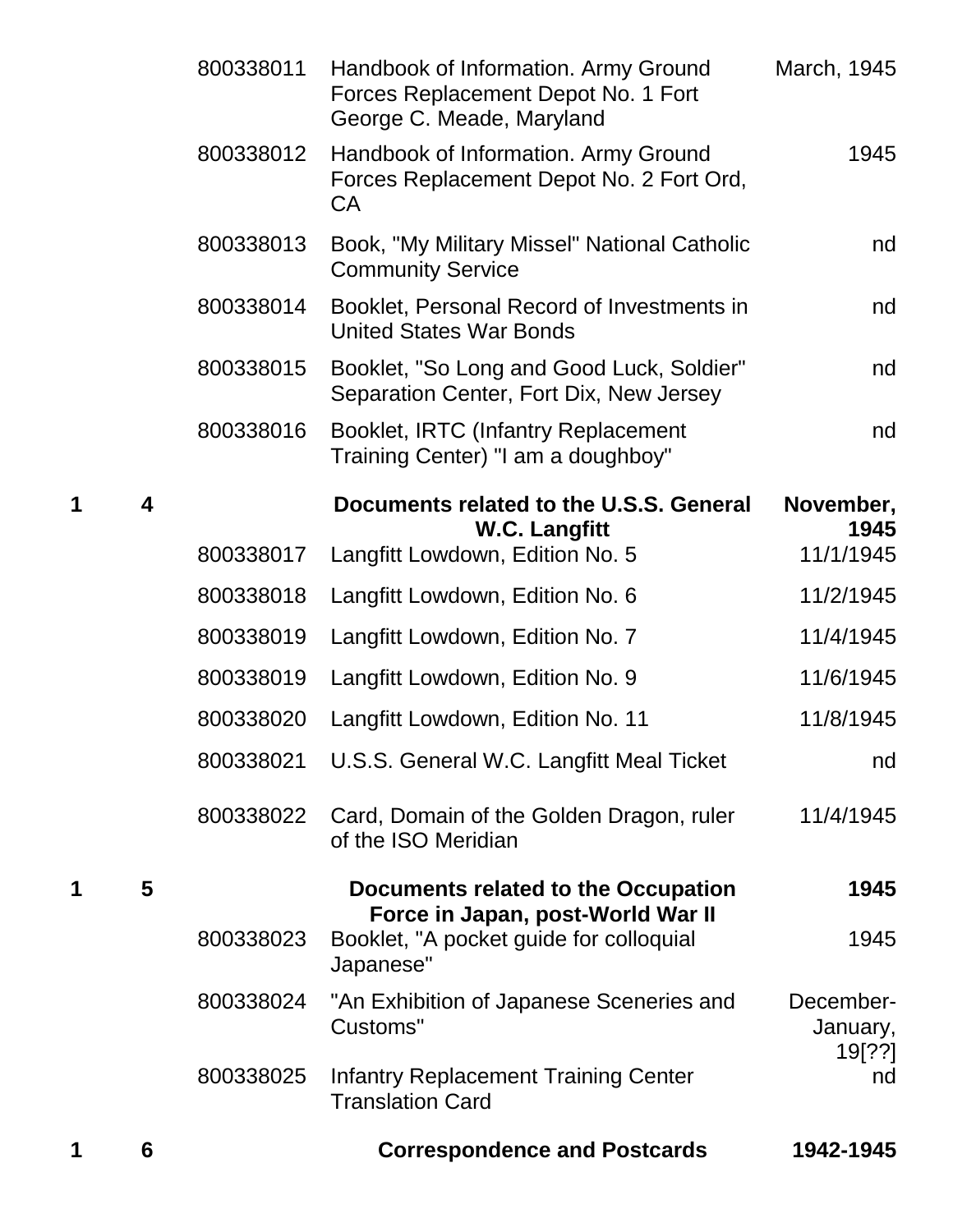| Box | Folder | Item | Description | Date |
|---|---|---|---|---|
| | | 800338011 | Handbook of Information. Army Ground Forces Replacement Depot No. 1 Fort George C. Meade, Maryland | March, 1945 |
| | | 800338012 | Handbook of Information. Army Ground Forces Replacement Depot No. 2 Fort Ord, CA | 1945 |
| | | 800338013 | Book, "My Military Missel" National Catholic Community Service | nd |
| | | 800338014 | Booklet, Personal Record of Investments in United States War Bonds | nd |
| | | 800338015 | Booklet, "So Long and Good Luck, Soldier" Separation Center, Fort Dix, New Jersey | nd |
| | | 800338016 | Booklet, IRTC (Infantry Replacement Training Center) "I am a doughboy" | nd |
| **1** | **4** | | **Documents related to the U.S.S. General W.C. Langfitt** | **November, 1945** |
| | | 800338017 | Langfitt Lowdown, Edition No. 5 | 11/1/1945 |
| | | 800338018 | Langfitt Lowdown, Edition No. 6 | 11/2/1945 |
| | | 800338019 | Langfitt Lowdown, Edition No. 7 | 11/4/1945 |
| | | 800338019 | Langfitt Lowdown, Edition No. 9 | 11/6/1945 |
| | | 800338020 | Langfitt Lowdown, Edition No. 11 | 11/8/1945 |
| | | 800338021 | U.S.S. General W.C. Langfitt Meal Ticket | nd |
| | | 800338022 | Card, Domain of the Golden Dragon, ruler of the ISO Meridian | 11/4/1945 |
| **1** | **5** | | **Documents related to the Occupation Force in Japan, post-World War II** | **1945** |
| | | 800338023 | Booklet, "A pocket guide for colloquial Japanese" | 1945 |
| | | 800338024 | "An Exhibition of Japanese Sceneries and Customs" | December-January, 19[??] |
| | | 800338025 | Infantry Replacement Training Center Translation Card | nd |
| **1** | **6** | | **Correspondence and Postcards** | **1942-1945** |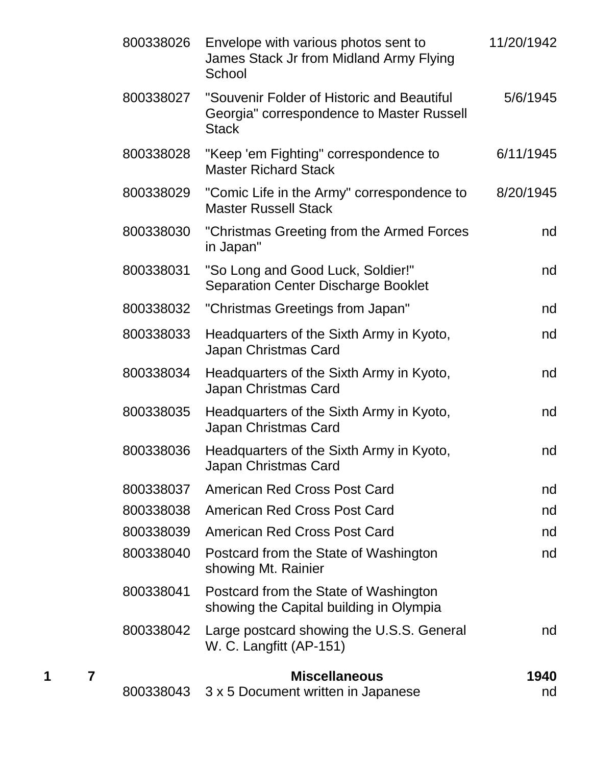| Box | Folder | Item | Description | Date |
|---|---|---|---|---|
| | | 800338026 | Envelope with various photos sent to James Stack Jr from Midland Army Flying School | 11/20/1942 |
| | | 800338027 | "Souvenir Folder of Historic and Beautiful Georgia" correspondence to Master Russell Stack | 5/6/1945 |
| | | 800338028 | "Keep 'em Fighting" correspondence to Master Richard Stack | 6/11/1945 |
| | | 800338029 | "Comic Life in the Army" correspondence to Master Russell Stack | 8/20/1945 |
| | | 800338030 | "Christmas Greeting from the Armed Forces in Japan" | nd |
| | | 800338031 | "So Long and Good Luck, Soldier!" Separation Center Discharge Booklet | nd |
| | | 800338032 | "Christmas Greetings from Japan" | nd |
| | | 800338033 | Headquarters of the Sixth Army in Kyoto, Japan Christmas Card | nd |
| | | 800338034 | Headquarters of the Sixth Army in Kyoto, Japan Christmas Card | nd |
| | | 800338035 | Headquarters of the Sixth Army in Kyoto, Japan Christmas Card | nd |
| | | 800338036 | Headquarters of the Sixth Army in Kyoto, Japan Christmas Card | nd |
| | | 800338037 | American Red Cross Post Card | nd |
| | | 800338038 | American Red Cross Post Card | nd |
| | | 800338039 | American Red Cross Post Card | nd |
| | | 800338040 | Postcard from the State of Washington showing Mt. Rainier | nd |
| | | 800338041 | Postcard from the State of Washington showing the Capital building in Olympia | |
| | | 800338042 | Large postcard showing the U.S.S. General W. C. Langfitt (AP-151) | nd |
| **1** | **7** | | **Miscellaneous** | **1940** |
| | | 800338043 | 3 x 5 Document written in Japanese | nd |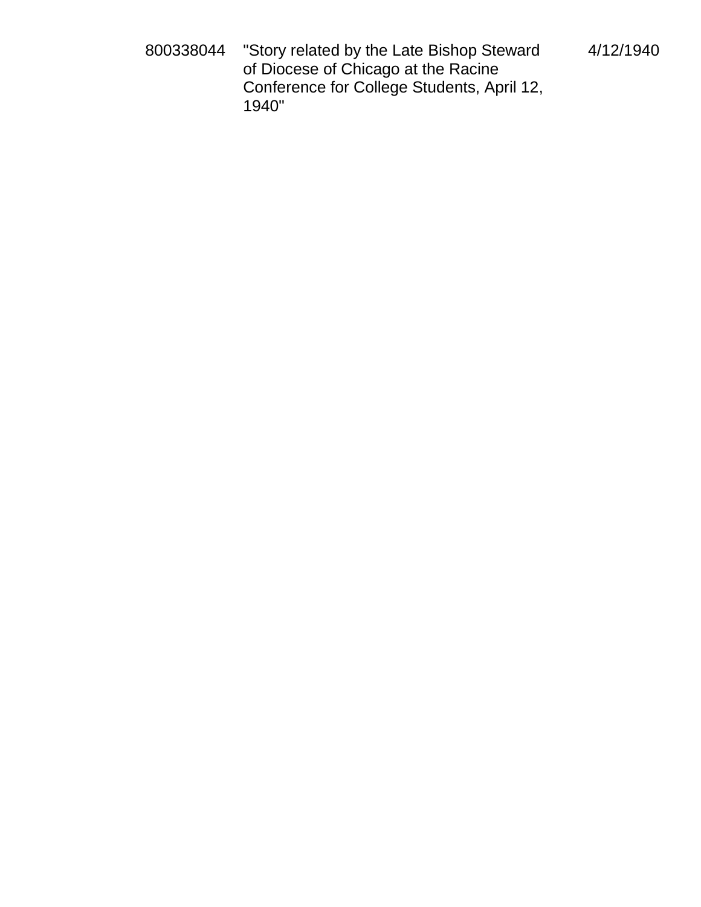| | | |
|---|---|---|
| 800338044 | "Story related by the Late Bishop Steward of Diocese of Chicago at the Racine Conference for College Students, April 12, 1940" | 4/12/1940 |